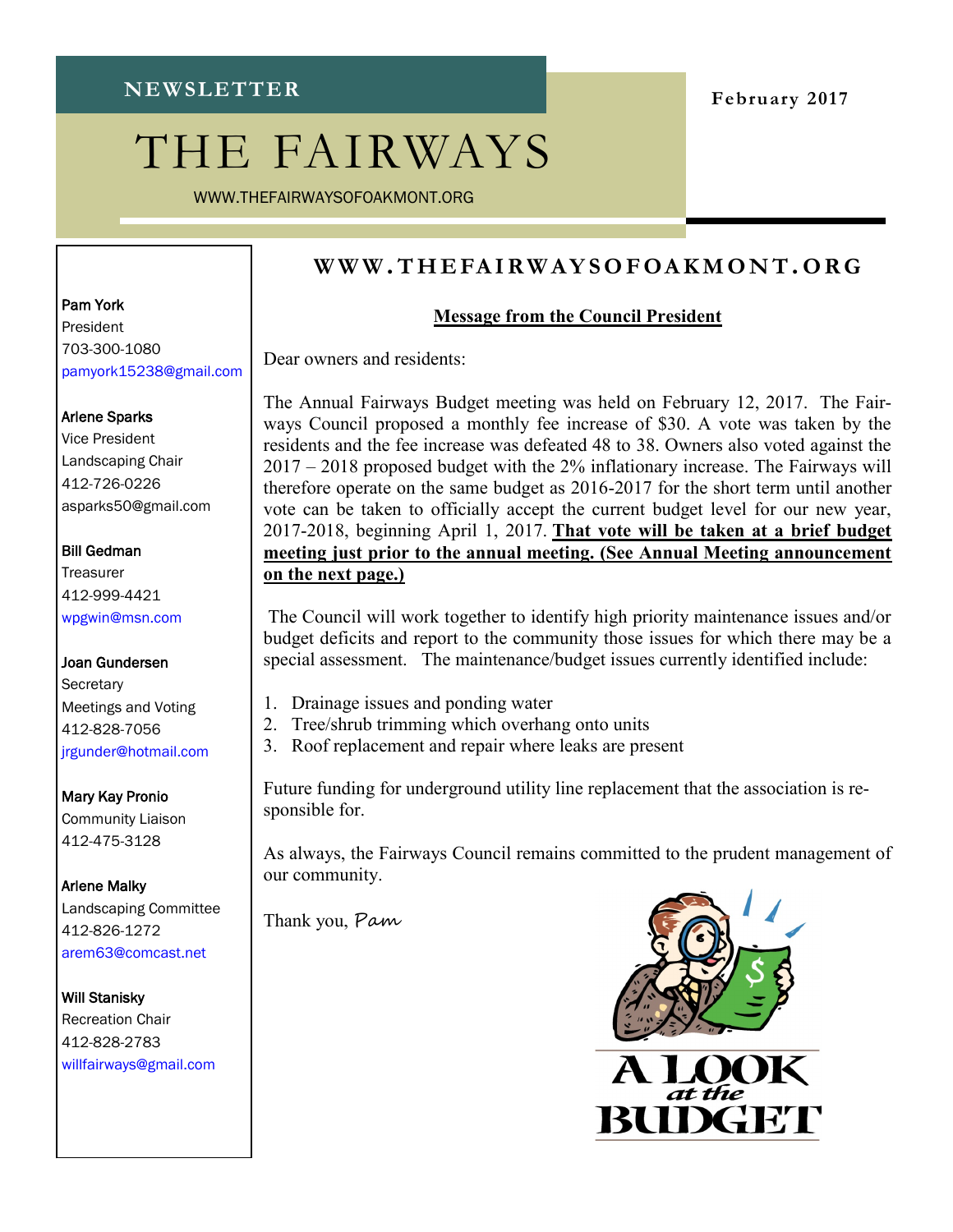**NEWSLETTER**

# THE FAIRWAYS

WWW.THEFAIRWAYSOFOAKMONT.ORG

February 2017

Pam York
President
703-300-1080
pamyork15238@gmail.com

Arlene Sparks
Vice President
Landscaping Chair
412-726-0226
asparks50@gmail.com

Bill Gedman
Treasurer
412-999-4421
wpgwin@msn.com

Joan Gundersen
Secretary
Meetings and Voting
412-828-7056
jrgunder@hotmail.com

Mary Kay Pronio
Community Liaison
412-475-3128

Arlene Malky
Landscaping Committee
412-826-1272
arem63@comcast.net

Will Stanisky
Recreation Chair
412-828-2783
willfairways@gmail.com

## WWW.THEFAIRWAYSOFOAKMONT.ORG

### Message from the Council President

Dear owners and residents:

The Annual Fairways Budget meeting was held on February 12, 2017. The Fairways Council proposed a monthly fee increase of $30. A vote was taken by the residents and the fee increase was defeated 48 to 38. Owners also voted against the 2017 – 2018 proposed budget with the 2% inflationary increase. The Fairways will therefore operate on the same budget as 2016-2017 for the short term until another vote can be taken to officially accept the current budget level for our new year, 2017-2018, beginning April 1, 2017. **That vote will be taken at a brief budget meeting just prior to the annual meeting. (See Annual Meeting announcement on the next page.)**

The Council will work together to identify high priority maintenance issues and/or budget deficits and report to the community those issues for which there may be a special assessment. The maintenance/budget issues currently identified include:

1. Drainage issues and ponding water
2. Tree/shrub trimming which overhang onto units
3. Roof replacement and repair where leaks are present

Future funding for underground utility line replacement that the association is responsible for.

As always, the Fairways Council remains committed to the prudent management of our community.

Thank you, *Pam*

A LOOK at the BUDGET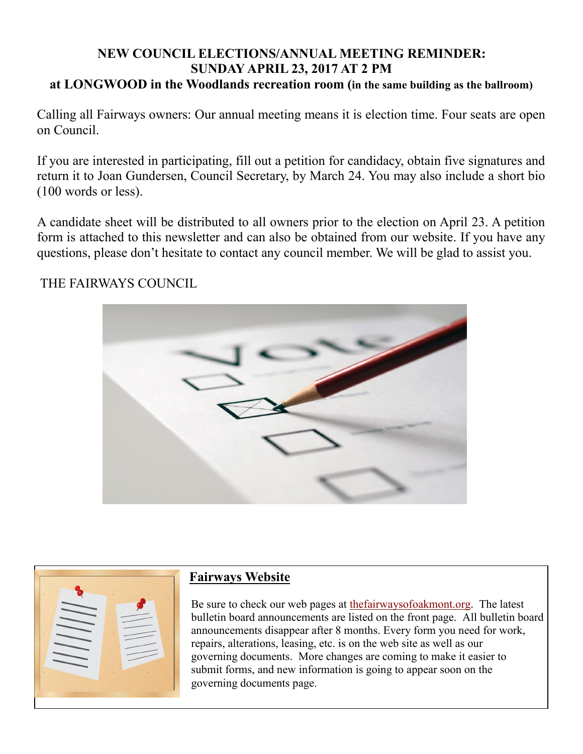**NEW COUNCIL ELECTIONS/ANNUAL MEETING REMINDER:**
**SUNDAY APRIL 23, 2017 AT 2 PM**
**at LONGWOOD in the Woodlands recreation room (in the same building as the ballroom)**

Calling all Fairways owners: Our annual meeting means it is election time. Four seats are open on Council.

If you are interested in participating, fill out a petition for candidacy, obtain five signatures and return it to Joan Gundersen, Council Secretary, by March 24. You may also include a short bio (100 words or less).

A candidate sheet will be distributed to all owners prior to the election on April 23. A petition form is attached to this newsletter and can also be obtained from our website. If you have any questions, please don't hesitate to contact any council member. We will be glad to assist you.

THE FAIRWAYS COUNCIL

## Fairways Website

Be sure to check our web pages at thefairwaysofoakmont.org. The latest bulletin board announcements are listed on the front page. All bulletin board announcements disappear after 8 months. Every form you need for work, repairs, alterations, leasing, etc. is on the web site as well as our governing documents. More changes are coming to make it easier to submit forms, and new information is going to appear soon on the governing documents page.